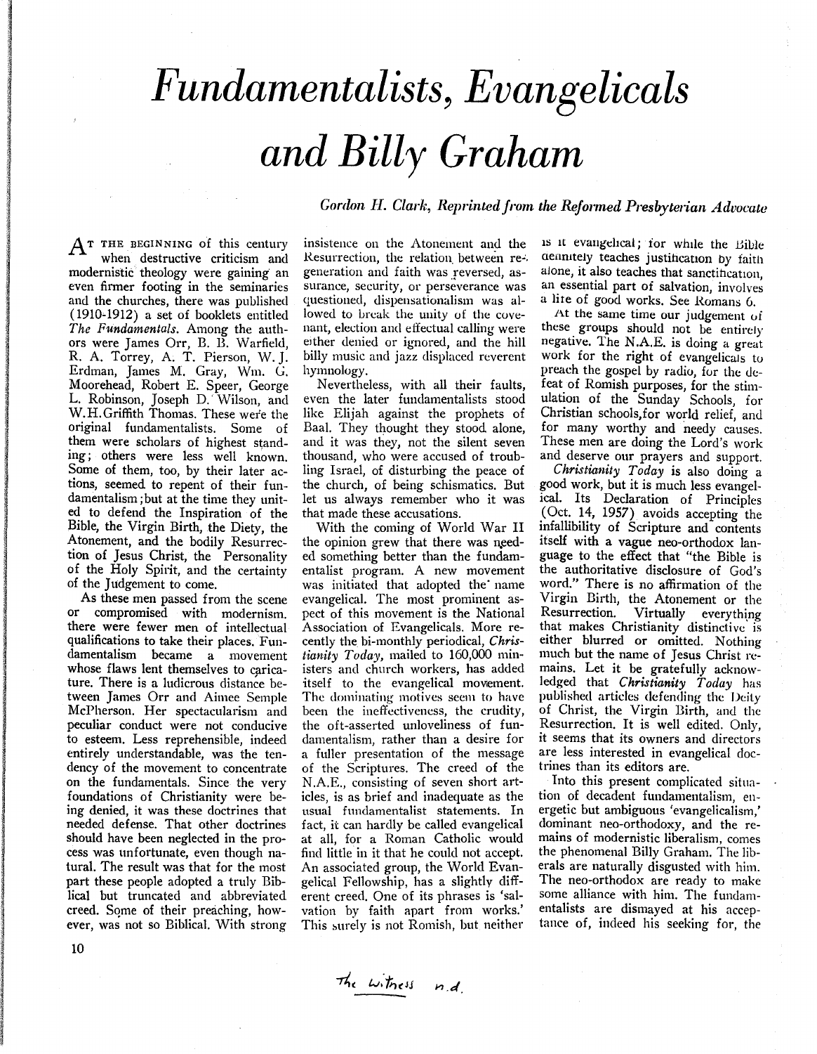#### *Fundamentalists, Evangelicals and Billy Graham*

*Gordon H. Clark, Reprinted from the Reformed Presbyterian Advocate*

AT THE BEGINNING of this century when destructive criticism and modernistic theology were gaining an even firmer footing in the seminaries and the churches, there was published (1910-1912) a set of booklets entitled *The Fundamentals*. Among the authors were James Orr, B. B. Warfield, R. A. Torrey, A. T. Pierson, W. J. Erdman, James M. Gray, Wm. G. Moorehead, Robert E. Speer, George L. Robinson, Joseph D. Wilson, and W.H.Griffith Thomas. These were the original fundamentalists. Some of them were scholars of highest standing; others were less well known. Some of them, too, by their later actions, seemed to repent of their fundamentalism; but at the time they united to defend the Inspiration of the Bible, the Virgin Birth, the Diety, the Atonement, and the bodily Resurrection of Jesus Christ, the Personality of the Holy Spirit, and the certainty of the Judgement to come.

As these men passed from the scene or compromised with modernism, there were fewer men of intellectual qualifications to take their places. Fundamentalism became a movement whose flaws lent themselves to caricature. There is a ludicrous distance between James Orr and Aimee Semple McPherson. Her spectacularism and peculiar conduct were not conducive to esteem. Less reprehensible, indeed entirely understandable, was the tendency of the movement to concentrate on the fundamentals. Since the very foundations of Christianity were being denied, it was these doctrines that needed defense. That other doctrines should have been neglected in the process was unfortunate, even though natural. The result was that for the most part these people adopted a truly Biblical but truncated and abbreviated creed. Some of their preaching, however, was not so Biblical. With strong insistence on the Atonement and the Resurrection, the relation between regeneration and faith was reversed, assurance, security, or perseverance was questioned, dispensationalism was allowed to break the unity of the covenant, election and effectual calling were either denied or ignored, and the hill billy music and jazz displaced reverent hymnology.

Nevertheless, with all their faults, even the later fundamentalists stood like Elijah against the prophets of Baal. They thought they stood alone, and it was they, not the silent seven thousand, who were accused of troubling Israel, of disturbing the peace of the church, of being schismatics. But let us always remember who it was that made these accusations.

With the coming of World War II the opinion grew that there was needed something better than the fundamentalist program. A new movement was initiated that adopted the name evangelical. The most prominent aspect of this movement is the National Association of Evangelicals. More recently the bi-monthly periodical, *Christianity Today*, mailed to 160,000 ministers and church workers, has added itself to the evangelical movement. The dominating motives seem to have been the ineffectiveness, the crudity, the oft-asserted unloveliness of fundamentalism, rather than a desire for a fuller presentation of the message of the Scriptures. The creed of the N.A.E., consisting of seven short articles, is as brief and inadequate as the usual fundamentalist statements. In fact, it can hardly be called evangelical at all, for a Roman Catholic would find little in it that he could not accept. An associated group, the World Evangelical Fellowship, has a slightly different creed. One of its phrases is 'salvation by faith apart from works.' This surely is not Romish, but neither is it evangelical; for while the Bible definitely teaches justification by faith alone, it also teaches that sanctification, an essential part of salvation, involves a life of good works. See Romans 6.

At the same time our judgement of these groups should not be entirely negative. The N.A.E. is doing a great work for the right of evangelicals to preach the gospel by radio, for the defeat of Romish purposes, for the stimulation of the Sunday Schools, for Christian schools,for world relief, and for many worthy and needy causes. These men are doing the Lord's work and deserve our prayers and support.

*Christianity Today* is also doing a good work, but it is much less evangelical. Its Declaration of Principles (Oct. 14, 1957) avoids accepting the infallibility of Scripture and contents itself with a vague neo-orthodox language to the effect that "the Bible is the authoritative disclosure of God's word." There is no affirmation of the Virgin Birth, the Atonement or the Resurrection. Virtually everything that makes Christianity distinctive is either blurred or omitted. Nothing much but the name of Jesus Christ remains. Let it be gratefully acknowledged that *Christianity Today* has published articles defending the Deity of Christ, the Virgin Birth, and the Resurrection. It is well edited. Only, it seems that its owners and directors are less interested in evangelical doctrines than its editors are.

Into this present complicated situation of decadent fundamentalism, energetic but ambiguous 'evangelicalism,' dominant neo-orthodoxy, and the remains of modernistic liberalism, comes the phenomenal Billy Graham. The liberals are naturally disgusted with him. The neo-orthodox are ready to make some alliance with him. The fundamentalists are dismayed at his acceptance of, indeed his seeking for, the

The Witness n.d.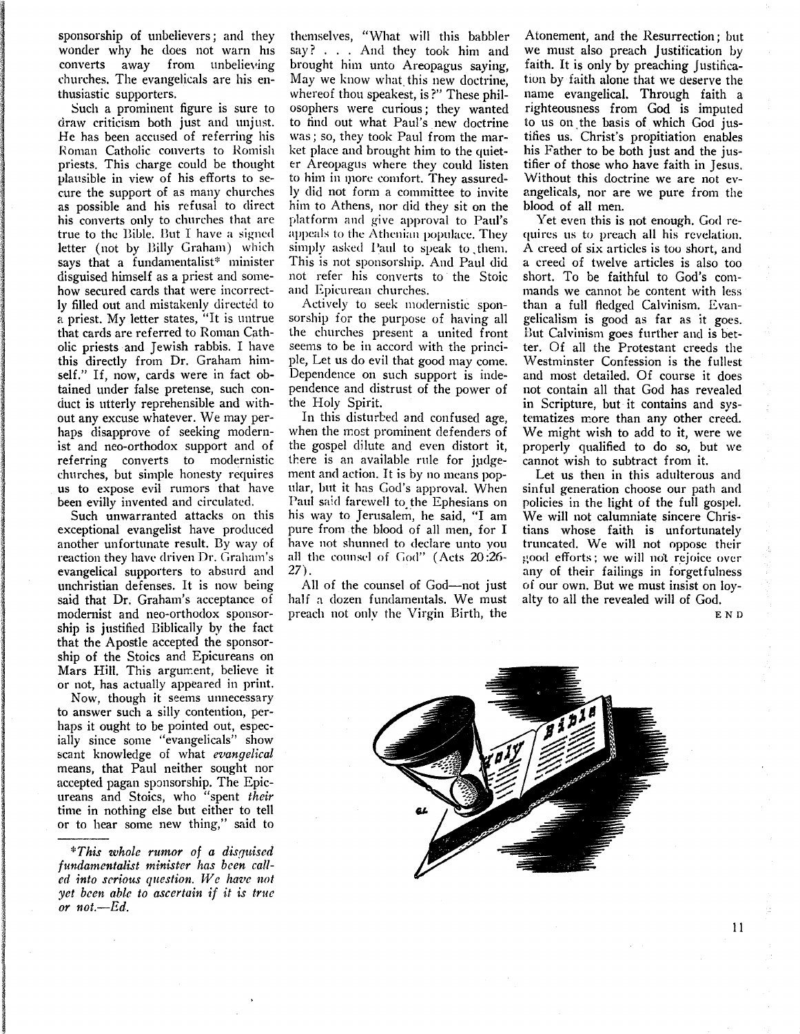sponsorship of unbelievers; and they wonder why he does not warn his converts away from unbelieving churches. The evangelicals are his enthusiastic supporters.

Such a prominent figure is sure to draw criticism both just and unjust. He has been accused of referring his Roman Catholic converts to Romish priests. This charge could be thought plausible in view of his efforts to secure the support of as many churches as possible and his refusal to direct his converts only to churches that are true to the Bible. But I have a signed letter (not by Billy Graham) which says that a fundamentalist* minister disguised himself as a priest and somehow secured cards that were incorrectly filled out and mistakenly directed to a priest. My letter states, "It is untrue that cards are referred to Roman Catholic priests and Jewish rabbis. I have this directly from Dr. Graham himself." If, now, cards were in fact obtained under false pretense, such conduct is utterly reprehensible and without any excuse whatever. We may perhaps disapprove of seeking modernist and neo-orthodox support and of referring converts to modernistic churches, but simple honesty requires us to expose evil rumors that have been evilly invented and circulated.

Such unwarranted attacks on this exceptional evangelist have produced another unfortunate result. By way of reaction they have driven Dr. Graham's evangelical supporters to absurd and unchristian defenses. It is now being said that Dr. Graham's acceptance of modernist and neo-orthodox sponsorship is justified Biblically by the fact that the Apostle accepted the sponsorship of the Stoics and Epicureans on Mars Hill. This argument, believe it or not, has actually appeared in print.

Now, though it seems unnecessary to answer such a silly contention, perhaps it ought to be pointed out, especially since some "evangelicals" show scant knowledge of what *evangelical* means, that Paul neither sought nor accepted pagan sponsorship. The Epicureans and Stoics, who "spent *their* time in nothing else but either to tell or to hear some new thing," said to themselves, "What will this babbler say? . . . And they took him and brought him unto Areopagus saying, May we know what this new doctrine, whereof thou speakest, is?" These philosophers were curious; they wanted to find out what Paul's new doctrine was; so, they took Paul from the market place and brought him to the quieter Areopagus where they could listen to him in more comfort. They assuredly did not form a committee to invite him to Athens, nor did they sit on the platform and give approval to Paul's appeals to the Athenian populace. They simply asked Paul to speak to them. This is not sponsorship. And Paul did not refer his converts to the Stoic and Epicurean churches.

Actively to seek modernistic sponsorship for the purpose of having all the churches present a united front seems to be in accord with the principle, Let us do evil that good may come. Dependence on such support is independence and distrust of the power of the Holy Spirit.

In this disturbed and confused age, when the most prominent defenders of the gospel dilute and even distort it, there is an available rule for judgement and action. It is by no means popular, but it has God's approval. When Paul said farewell to the Ephesians on his way to Jerusalem, he said, "I am pure from the blood of all men, for I have not shunned to declare unto you all the counsel of God" (Acts 20:26-27).

All of the counsel of God—not just half a dozen fundamentals. We must preach not only the Virgin Birth, the Atonement, and the Resurrection; but we must also preach Justification by faith. It is only by preaching Justification by faith alone that we deserve the name evangelical. Through faith a righteousness from God is imputed to us on the basis of which God justifies us. Christ's propitiation enables his Father to be both just and the justifier of those who have faith in Jesus. Without this doctrine we are not evangelicals, nor are we pure from the blood of all men.

Yet even this is not enough. God requires us to preach all his revelation. A creed of six articles is too short, and a creed of twelve articles is also too short. To be faithful to God's commands we cannot be content with less than a full fledged Calvinism. Evangelicalism is good as far as it goes. But Calvinism goes further and is better. Of all the Protestant creeds the Westminster Confession is the fullest and most detailed. Of course it does not contain all that God has revealed in Scripture, but it contains and systematizes more than any other creed. We might wish to add to it, were we properly qualified to do so, but we cannot wish to subtract from it.

Let us then in this adulterous and sinful generation choose our path and policies in the light of the full gospel. We will not calumniate sincere Christians whose faith is unfortunately truncated. We will not oppose their good efforts; we will not rejoice over any of their failings in forgetfulness of our own. But we must insist on loyalty to all the revealed will of God.

END

*\*This whole rumor of a disguised fundamentalist minister has been called into serious question. We have not yet been able to ascertain if it is true or not.—Ed.*